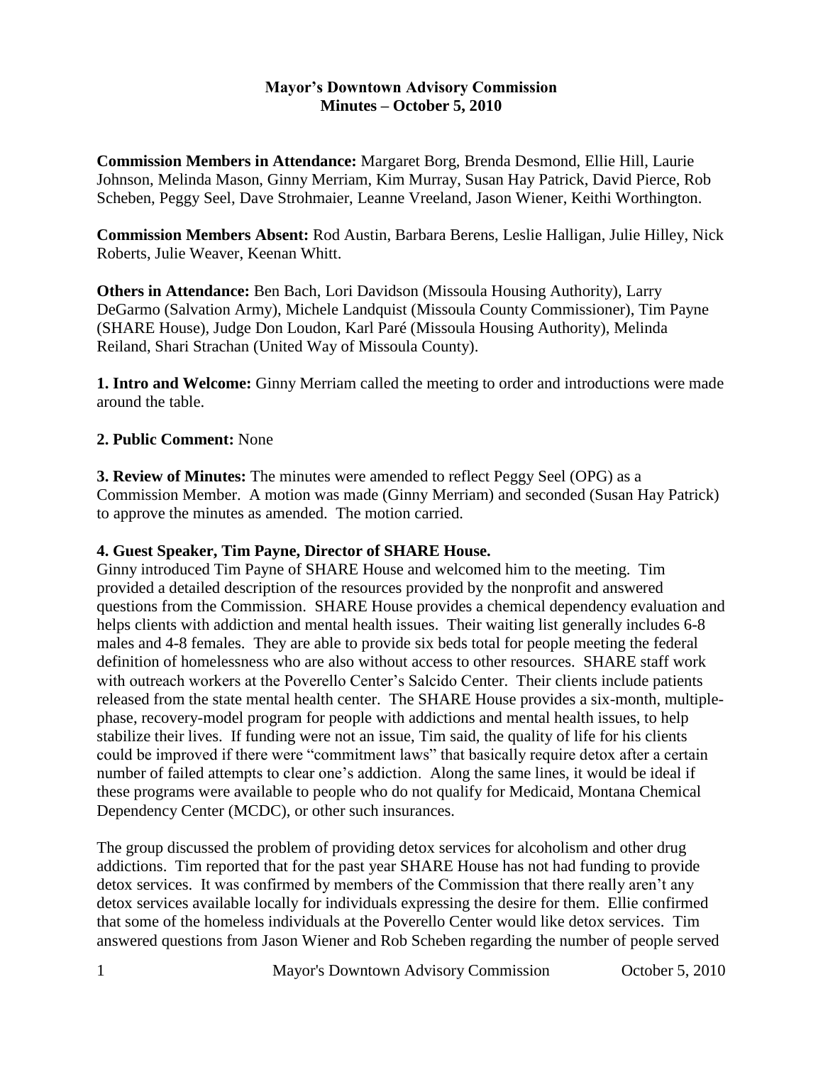**Mayor's Downtown Advisory Commission**
**Minutes – October 5, 2010**

**Commission Members in Attendance:** Margaret Borg, Brenda Desmond, Ellie Hill, Laurie Johnson, Melinda Mason, Ginny Merriam, Kim Murray, Susan Hay Patrick, David Pierce, Rob Scheben, Peggy Seel, Dave Strohmaier, Leanne Vreeland, Jason Wiener, Keithi Worthington.

**Commission Members Absent:** Rod Austin, Barbara Berens, Leslie Halligan, Julie Hilley, Nick Roberts, Julie Weaver, Keenan Whitt.

**Others in Attendance:** Ben Bach, Lori Davidson (Missoula Housing Authority), Larry DeGarmo (Salvation Army), Michele Landquist (Missoula County Commissioner), Tim Payne (SHARE House), Judge Don Loudon, Karl Paré (Missoula Housing Authority), Melinda Reiland, Shari Strachan (United Way of Missoula County).

**1. Intro and Welcome:** Ginny Merriam called the meeting to order and introductions were made around the table.

**2. Public Comment:** None

**3. Review of Minutes:** The minutes were amended to reflect Peggy Seel (OPG) as a Commission Member. A motion was made (Ginny Merriam) and seconded (Susan Hay Patrick) to approve the minutes as amended. The motion carried.

**4. Guest Speaker, Tim Payne, Director of SHARE House.**

Ginny introduced Tim Payne of SHARE House and welcomed him to the meeting. Tim provided a detailed description of the resources provided by the nonprofit and answered questions from the Commission. SHARE House provides a chemical dependency evaluation and helps clients with addiction and mental health issues. Their waiting list generally includes 6-8 males and 4-8 females. They are able to provide six beds total for people meeting the federal definition of homelessness who are also without access to other resources. SHARE staff work with outreach workers at the Poverello Center's Salcido Center. Their clients include patients released from the state mental health center. The SHARE House provides a six-month, multiple-phase, recovery-model program for people with addictions and mental health issues, to help stabilize their lives. If funding were not an issue, Tim said, the quality of life for his clients could be improved if there were "commitment laws" that basically require detox after a certain number of failed attempts to clear one's addiction. Along the same lines, it would be ideal if these programs were available to people who do not qualify for Medicaid, Montana Chemical Dependency Center (MCDC), or other such insurances.

The group discussed the problem of providing detox services for alcoholism and other drug addictions. Tim reported that for the past year SHARE House has not had funding to provide detox services. It was confirmed by members of the Commission that there really aren't any detox services available locally for individuals expressing the desire for them. Ellie confirmed that some of the homeless individuals at the Poverello Center would like detox services. Tim answered questions from Jason Wiener and Rob Scheben regarding the number of people served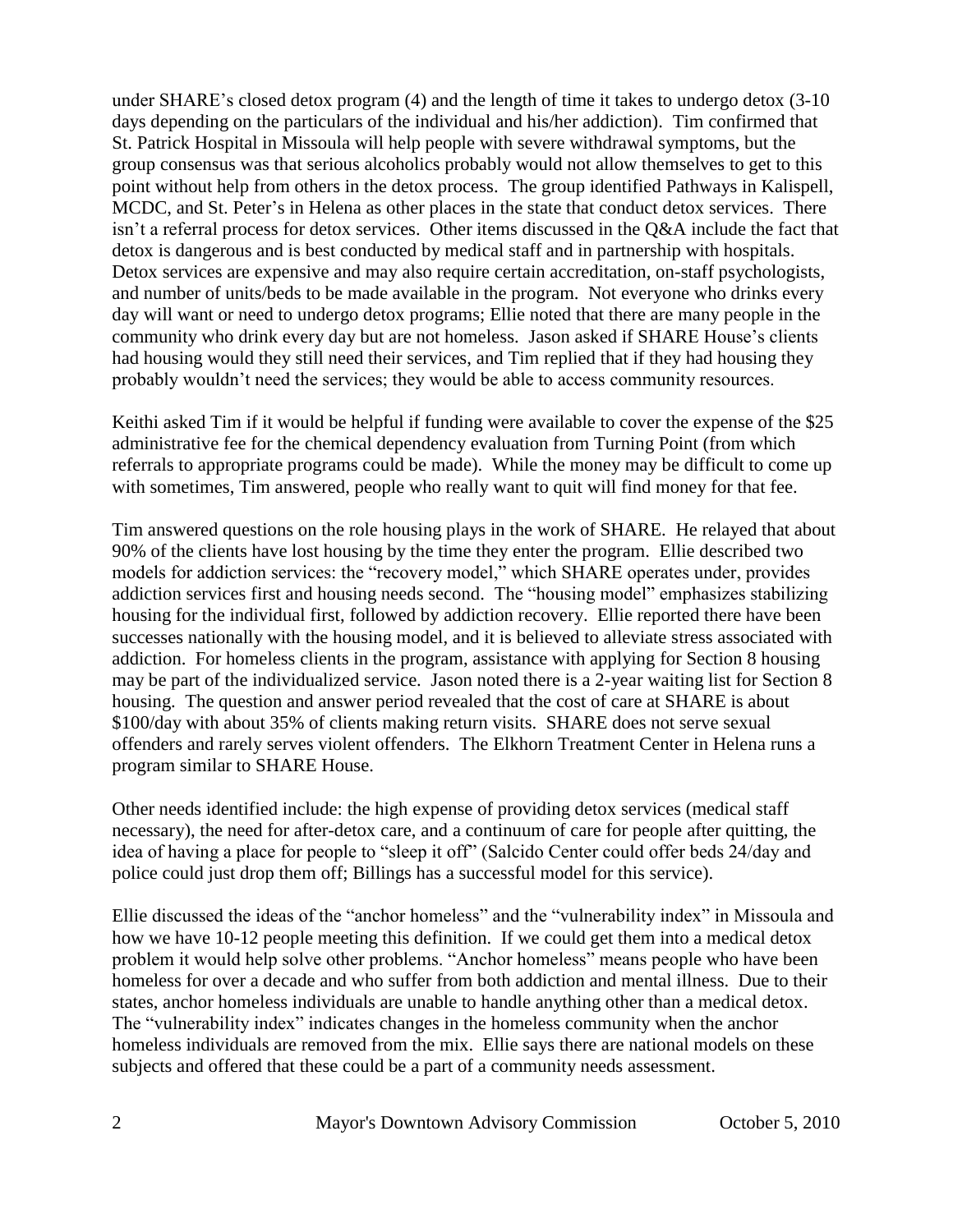under SHARE's closed detox program (4) and the length of time it takes to undergo detox (3-10 days depending on the particulars of the individual and his/her addiction). Tim confirmed that St. Patrick Hospital in Missoula will help people with severe withdrawal symptoms, but the group consensus was that serious alcoholics probably would not allow themselves to get to this point without help from others in the detox process. The group identified Pathways in Kalispell, MCDC, and St. Peter's in Helena as other places in the state that conduct detox services. There isn't a referral process for detox services. Other items discussed in the Q&A include the fact that detox is dangerous and is best conducted by medical staff and in partnership with hospitals. Detox services are expensive and may also require certain accreditation, on-staff psychologists, and number of units/beds to be made available in the program. Not everyone who drinks every day will want or need to undergo detox programs; Ellie noted that there are many people in the community who drink every day but are not homeless. Jason asked if SHARE House's clients had housing would they still need their services, and Tim replied that if they had housing they probably wouldn't need the services; they would be able to access community resources.

Keithi asked Tim if it would be helpful if funding were available to cover the expense of the $25 administrative fee for the chemical dependency evaluation from Turning Point (from which referrals to appropriate programs could be made). While the money may be difficult to come up with sometimes, Tim answered, people who really want to quit will find money for that fee.

Tim answered questions on the role housing plays in the work of SHARE. He relayed that about 90% of the clients have lost housing by the time they enter the program. Ellie described two models for addiction services: the "recovery model," which SHARE operates under, provides addiction services first and housing needs second. The "housing model" emphasizes stabilizing housing for the individual first, followed by addiction recovery. Ellie reported there have been successes nationally with the housing model, and it is believed to alleviate stress associated with addiction. For homeless clients in the program, assistance with applying for Section 8 housing may be part of the individualized service. Jason noted there is a 2-year waiting list for Section 8 housing. The question and answer period revealed that the cost of care at SHARE is about $100/day with about 35% of clients making return visits. SHARE does not serve sexual offenders and rarely serves violent offenders. The Elkhorn Treatment Center in Helena runs a program similar to SHARE House.

Other needs identified include: the high expense of providing detox services (medical staff necessary), the need for after-detox care, and a continuum of care for people after quitting, the idea of having a place for people to "sleep it off" (Salcido Center could offer beds 24/day and police could just drop them off; Billings has a successful model for this service).

Ellie discussed the ideas of the "anchor homeless" and the "vulnerability index" in Missoula and how we have 10-12 people meeting this definition. If we could get them into a medical detox problem it would help solve other problems. "Anchor homeless" means people who have been homeless for over a decade and who suffer from both addiction and mental illness. Due to their states, anchor homeless individuals are unable to handle anything other than a medical detox. The "vulnerability index" indicates changes in the homeless community when the anchor homeless individuals are removed from the mix. Ellie says there are national models on these subjects and offered that these could be a part of a community needs assessment.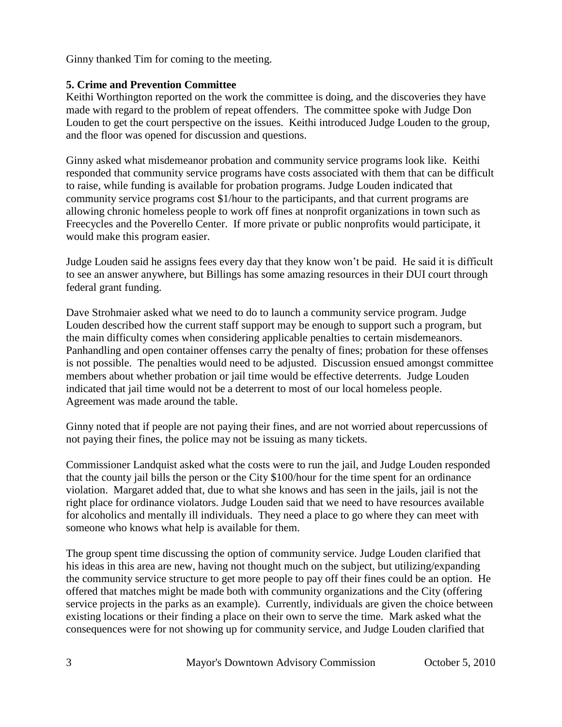Ginny thanked Tim for coming to the meeting.

**5. Crime and Prevention Committee**

Keithi Worthington reported on the work the committee is doing, and the discoveries they have made with regard to the problem of repeat offenders. The committee spoke with Judge Don Louden to get the court perspective on the issues. Keithi introduced Judge Louden to the group, and the floor was opened for discussion and questions.

Ginny asked what misdemeanor probation and community service programs look like. Keithi responded that community service programs have costs associated with them that can be difficult to raise, while funding is available for probation programs. Judge Louden indicated that community service programs cost $1/hour to the participants, and that current programs are allowing chronic homeless people to work off fines at nonprofit organizations in town such as Freecycles and the Poverello Center. If more private or public nonprofits would participate, it would make this program easier.

Judge Louden said he assigns fees every day that they know won't be paid. He said it is difficult to see an answer anywhere, but Billings has some amazing resources in their DUI court through federal grant funding.

Dave Strohmaier asked what we need to do to launch a community service program. Judge Louden described how the current staff support may be enough to support such a program, but the main difficulty comes when considering applicable penalties to certain misdemeanors. Panhandling and open container offenses carry the penalty of fines; probation for these offenses is not possible. The penalties would need to be adjusted. Discussion ensued amongst committee members about whether probation or jail time would be effective deterrents. Judge Louden indicated that jail time would not be a deterrent to most of our local homeless people. Agreement was made around the table.

Ginny noted that if people are not paying their fines, and are not worried about repercussions of not paying their fines, the police may not be issuing as many tickets.

Commissioner Landquist asked what the costs were to run the jail, and Judge Louden responded that the county jail bills the person or the City $100/hour for the time spent for an ordinance violation. Margaret added that, due to what she knows and has seen in the jails, jail is not the right place for ordinance violators. Judge Louden said that we need to have resources available for alcoholics and mentally ill individuals. They need a place to go where they can meet with someone who knows what help is available for them.

The group spent time discussing the option of community service. Judge Louden clarified that his ideas in this area are new, having not thought much on the subject, but utilizing/expanding the community service structure to get more people to pay off their fines could be an option. He offered that matches might be made both with community organizations and the City (offering service projects in the parks as an example). Currently, individuals are given the choice between existing locations or their finding a place on their own to serve the time. Mark asked what the consequences were for not showing up for community service, and Judge Louden clarified that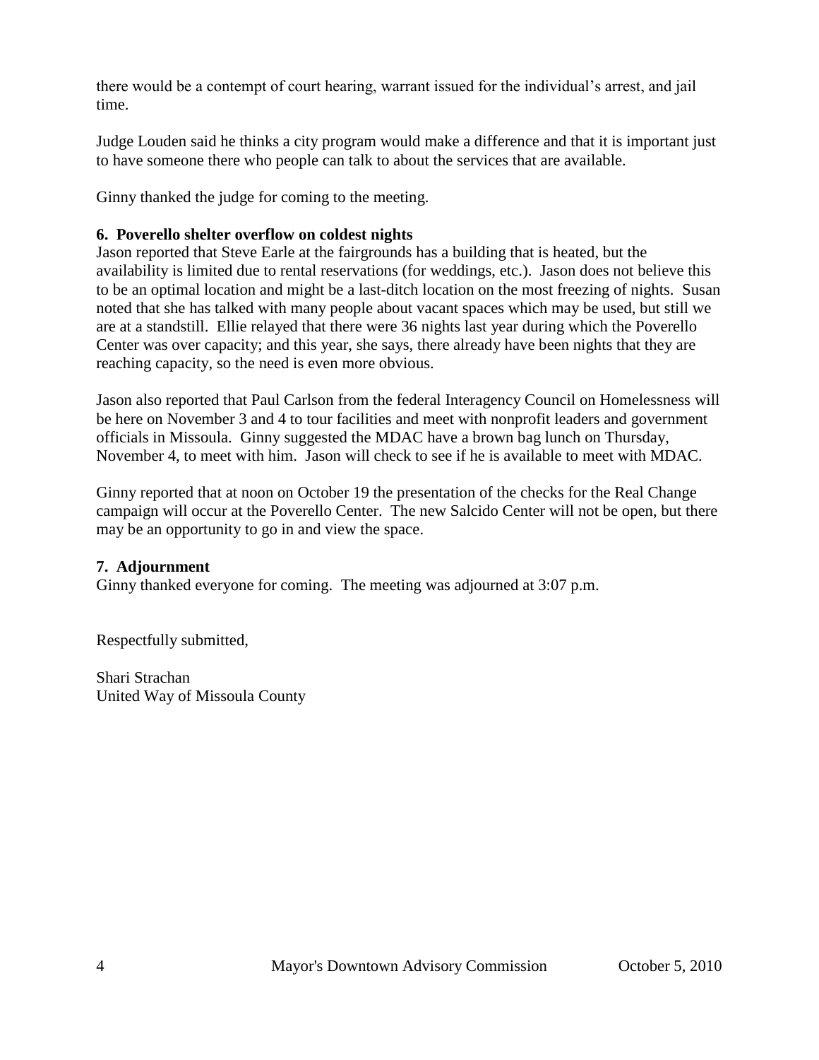there would be a contempt of court hearing, warrant issued for the individual's arrest, and jail time.

Judge Louden said he thinks a city program would make a difference and that it is important just to have someone there who people can talk to about the services that are available.

Ginny thanked the judge for coming to the meeting.

**6. Poverello shelter overflow on coldest nights**

Jason reported that Steve Earle at the fairgrounds has a building that is heated, but the availability is limited due to rental reservations (for weddings, etc.). Jason does not believe this to be an optimal location and might be a last-ditch location on the most freezing of nights. Susan noted that she has talked with many people about vacant spaces which may be used, but still we are at a standstill. Ellie relayed that there were 36 nights last year during which the Poverello Center was over capacity; and this year, she says, there already have been nights that they are reaching capacity, so the need is even more obvious.

Jason also reported that Paul Carlson from the federal Interagency Council on Homelessness will be here on November 3 and 4 to tour facilities and meet with nonprofit leaders and government officials in Missoula. Ginny suggested the MDAC have a brown bag lunch on Thursday, November 4, to meet with him. Jason will check to see if he is available to meet with MDAC.

Ginny reported that at noon on October 19 the presentation of the checks for the Real Change campaign will occur at the Poverello Center. The new Salcido Center will not be open, but there may be an opportunity to go in and view the space.

**7. Adjournment**

Ginny thanked everyone for coming. The meeting was adjourned at 3:07 p.m.

Respectfully submitted,

Shari Strachan
United Way of Missoula County